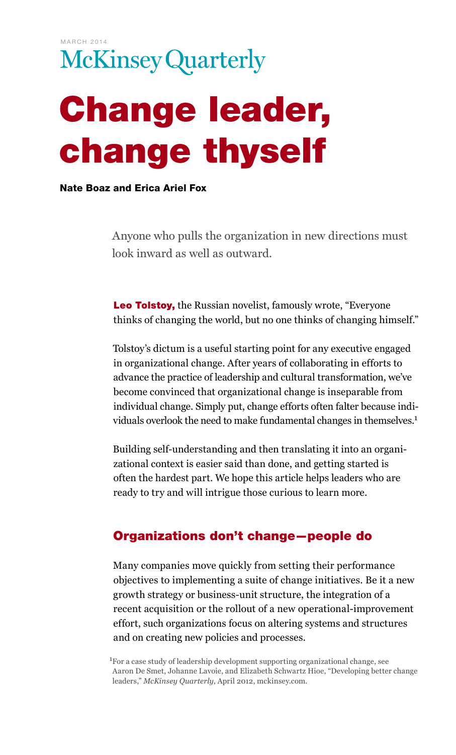MARCH 2014

McKinsey Quarterly

# Change leader, change thyself

**Nate Boaz and Erica Ariel Fox**

Anyone who pulls the organization in new directions must look inward as well as outward.

**Leo Tolstoy,** the Russian novelist, famously wrote, "Everyone thinks of changing the world, but no one thinks of changing himself."

Tolstoy's dictum is a useful starting point for any executive engaged in organizational change. After years of collaborating in efforts to advance the practice of leadership and cultural transformation, we've become convinced that organizational change is inseparable from individual change. Simply put, change efforts often falter because individuals overlook the need to make fundamental changes in themselves.[1]

Building self-understanding and then translating it into an organizational context is easier said than done, and getting started is often the hardest part. We hope this article helps leaders who are ready to try and will intrigue those curious to learn more.

## Organizations don't change—people do

Many companies move quickly from setting their performance objectives to implementing a suite of change initiatives. Be it a new growth strategy or business-unit structure, the integration of a recent acquisition or the rollout of a new operational-improvement effort, such organizations focus on altering systems and structures and on creating new policies and processes.

[1] For a case study of leadership development supporting organizational change, see Aaron De Smet, Johanne Lavoie, and Elizabeth Schwartz Hioe, "Developing better change leaders," *McKinsey Quarterly*, April 2012, mckinsey.com.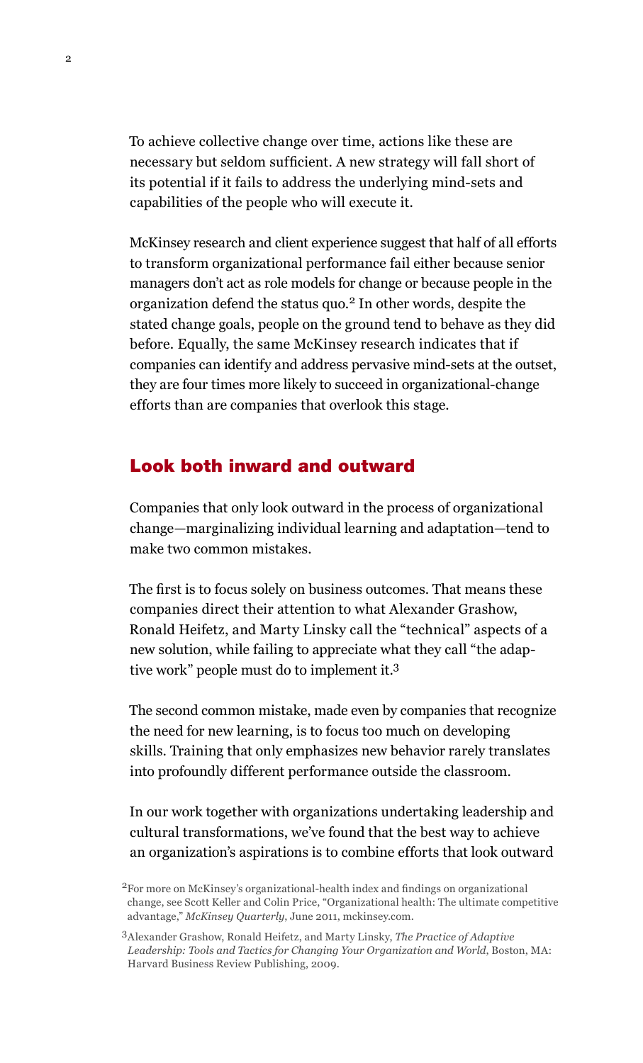To achieve collective change over time, actions like these are necessary but seldom sufficient. A new strategy will fall short of its potential if it fails to address the underlying mind-sets and capabilities of the people who will execute it.

McKinsey research and client experience suggest that half of all efforts to transform organizational performance fail either because senior managers don't act as role models for change or because people in the organization defend the status quo.[2] In other words, despite the stated change goals, people on the ground tend to behave as they did before. Equally, the same McKinsey research indicates that if companies can identify and address pervasive mind-sets at the outset, they are four times more likely to succeed in organizational-change efforts than are companies that overlook this stage.

## Look both inward and outward

Companies that only look outward in the process of organizational change—marginalizing individual learning and adaptation—tend to make two common mistakes.

The first is to focus solely on business outcomes. That means these companies direct their attention to what Alexander Grashow, Ronald Heifetz, and Marty Linsky call the "technical" aspects of a new solution, while failing to appreciate what they call "the adaptive work" people must do to implement it.[3]

The second common mistake, made even by companies that recognize the need for new learning, is to focus too much on developing skills. Training that only emphasizes new behavior rarely translates into profoundly different performance outside the classroom.

In our work together with organizations undertaking leadership and cultural transformations, we've found that the best way to achieve an organization's aspirations is to combine efforts that look outward

[2] For more on McKinsey's organizational-health index and findings on organizational change, see Scott Keller and Colin Price, "Organizational health: The ultimate competitive advantage," *McKinsey Quarterly*, June 2011, mckinsey.com.

[3] Alexander Grashow, Ronald Heifetz, and Marty Linsky, *The Practice of Adaptive Leadership: Tools and Tactics for Changing Your Organization and World*, Boston, MA: Harvard Business Review Publishing, 2009.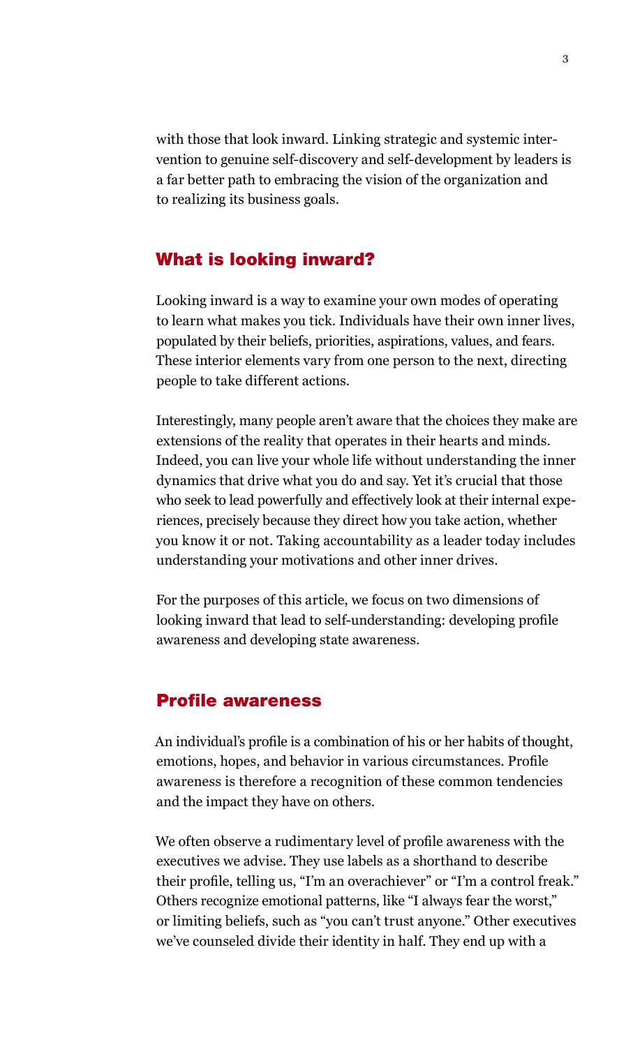with those that look inward. Linking strategic and systemic intervention to genuine self-discovery and self-development by leaders is a far better path to embracing the vision of the organization and to realizing its business goals.

## What is looking inward?

Looking inward is a way to examine your own modes of operating to learn what makes you tick. Individuals have their own inner lives, populated by their beliefs, priorities, aspirations, values, and fears. These interior elements vary from one person to the next, directing people to take different actions.

Interestingly, many people aren't aware that the choices they make are extensions of the reality that operates in their hearts and minds. Indeed, you can live your whole life without understanding the inner dynamics that drive what you do and say. Yet it's crucial that those who seek to lead powerfully and effectively look at their internal experiences, precisely because they direct how you take action, whether you know it or not. Taking accountability as a leader today includes understanding your motivations and other inner drives.

For the purposes of this article, we focus on two dimensions of looking inward that lead to self-understanding: developing profile awareness and developing state awareness.

## Profile awareness

An individual's profile is a combination of his or her habits of thought, emotions, hopes, and behavior in various circumstances. Profile awareness is therefore a recognition of these common tendencies and the impact they have on others.

We often observe a rudimentary level of profile awareness with the executives we advise. They use labels as a shorthand to describe their profile, telling us, "I'm an overachiever" or "I'm a control freak." Others recognize emotional patterns, like "I always fear the worst," or limiting beliefs, such as "you can't trust anyone." Other executives we've counseled divide their identity in half. They end up with a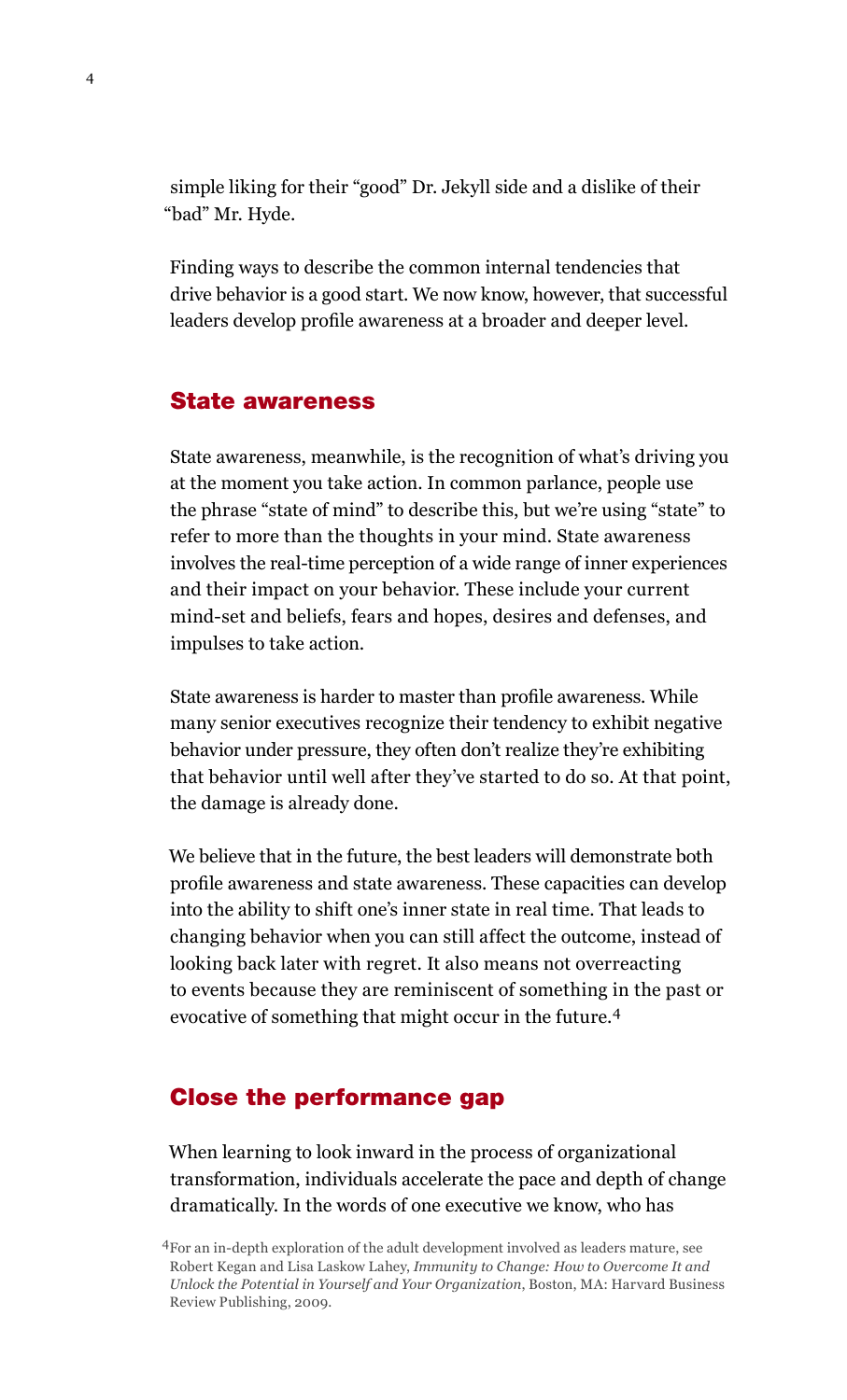simple liking for their "good" Dr. Jekyll side and a dislike of their "bad" Mr. Hyde.

Finding ways to describe the common internal tendencies that drive behavior is a good start. We now know, however, that successful leaders develop profile awareness at a broader and deeper level.

## State awareness

State awareness, meanwhile, is the recognition of what's driving you at the moment you take action. In common parlance, people use the phrase "state of mind" to describe this, but we're using "state" to refer to more than the thoughts in your mind. State awareness involves the real-time perception of a wide range of inner experiences and their impact on your behavior. These include your current mind-set and beliefs, fears and hopes, desires and defenses, and impulses to take action.

State awareness is harder to master than profile awareness. While many senior executives recognize their tendency to exhibit negative behavior under pressure, they often don't realize they're exhibiting that behavior until well after they've started to do so. At that point, the damage is already done.

We believe that in the future, the best leaders will demonstrate both profile awareness and state awareness. These capacities can develop into the ability to shift one's inner state in real time. That leads to changing behavior when you can still affect the outcome, instead of looking back later with regret. It also means not overreacting to events because they are reminiscent of something in the past or evocative of something that might occur in the future.[4]

## Close the performance gap

When learning to look inward in the process of organizational transformation, individuals accelerate the pace and depth of change dramatically. In the words of one executive we know, who has

[4] For an in-depth exploration of the adult development involved as leaders mature, see Robert Kegan and Lisa Laskow Lahey, *Immunity to Change: How to Overcome It and Unlock the Potential in Yourself and Your Organization*, Boston, MA: Harvard Business Review Publishing, 2009.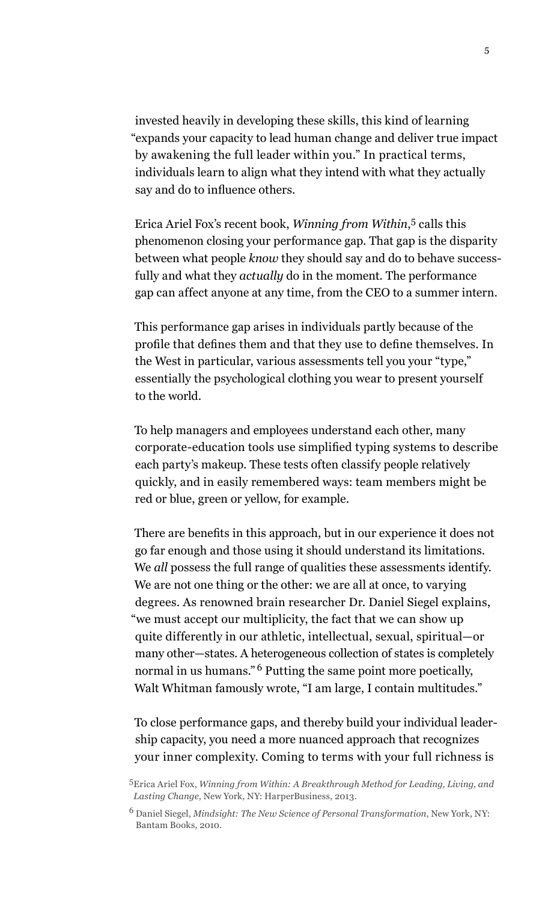invested heavily in developing these skills, this kind of learning "expands your capacity to lead human change and deliver true impact by awakening the full leader within you." In practical terms, individuals learn to align what they intend with what they actually say and do to influence others.

Erica Ariel Fox's recent book, *Winning from Within*,[5] calls this phenomenon closing your performance gap. That gap is the disparity between what people *know* they should say and do to behave successfully and what they *actually* do in the moment. The performance gap can affect anyone at any time, from the CEO to a summer intern.

This performance gap arises in individuals partly because of the profile that defines them and that they use to define themselves. In the West in particular, various assessments tell you your "type," essentially the psychological clothing you wear to present yourself to the world.

To help managers and employees understand each other, many corporate-education tools use simplified typing systems to describe each party's makeup. These tests often classify people relatively quickly, and in easily remembered ways: team members might be red or blue, green or yellow, for example.

There are benefits in this approach, but in our experience it does not go far enough and those using it should understand its limitations. We *all* possess the full range of qualities these assessments identify. We are not one thing or the other: we are all at once, to varying degrees. As renowned brain researcher Dr. Daniel Siegel explains, "we must accept our multiplicity, the fact that we can show up quite differently in our athletic, intellectual, sexual, spiritual—or many other—states. A heterogeneous collection of states is completely normal in us humans."[6] Putting the same point more poetically, Walt Whitman famously wrote, "I am large, I contain multitudes."

To close performance gaps, and thereby build your individual leadership capacity, you need a more nuanced approach that recognizes your inner complexity. Coming to terms with your full richness is

[5] Erica Ariel Fox, *Winning from Within: A Breakthrough Method for Leading, Living, and Lasting Change*, New York, NY: HarperBusiness, 2013.

[6] Daniel Siegel, *Mindsight: The New Science of Personal Transformation*, New York, NY: Bantam Books, 2010.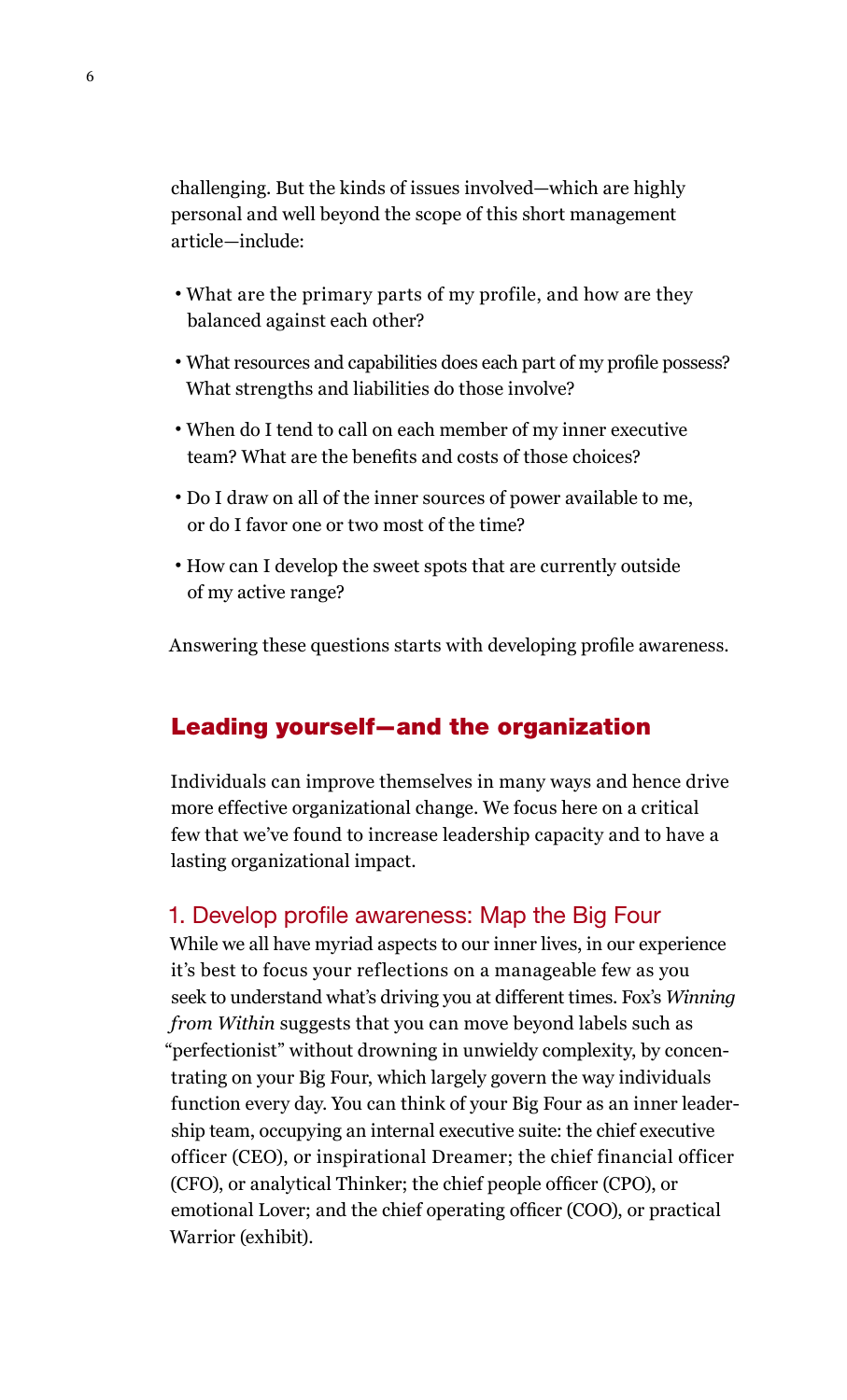challenging. But the kinds of issues involved—which are highly personal and well beyond the scope of this short management article—include:

- What are the primary parts of my profile, and how are they balanced against each other?
- What resources and capabilities does each part of my profile possess? What strengths and liabilities do those involve?
- When do I tend to call on each member of my inner executive team? What are the benefits and costs of those choices?
- Do I draw on all of the inner sources of power available to me, or do I favor one or two most of the time?
- How can I develop the sweet spots that are currently outside of my active range?

Answering these questions starts with developing profile awareness.

## Leading yourself—and the organization

Individuals can improve themselves in many ways and hence drive more effective organizational change. We focus here on a critical few that we've found to increase leadership capacity and to have a lasting organizational impact.

### 1. Develop profile awareness: Map the Big Four

While we all have myriad aspects to our inner lives, in our experience it's best to focus your reflections on a manageable few as you seek to understand what's driving you at different times. Fox's *Winning from Within* suggests that you can move beyond labels such as "perfectionist" without drowning in unwieldy complexity, by concentrating on your Big Four, which largely govern the way individuals function every day. You can think of your Big Four as an inner leadership team, occupying an internal executive suite: the chief executive officer (CEO), or inspirational Dreamer; the chief financial officer (CFO), or analytical Thinker; the chief people officer (CPO), or emotional Lover; and the chief operating officer (COO), or practical Warrior (exhibit).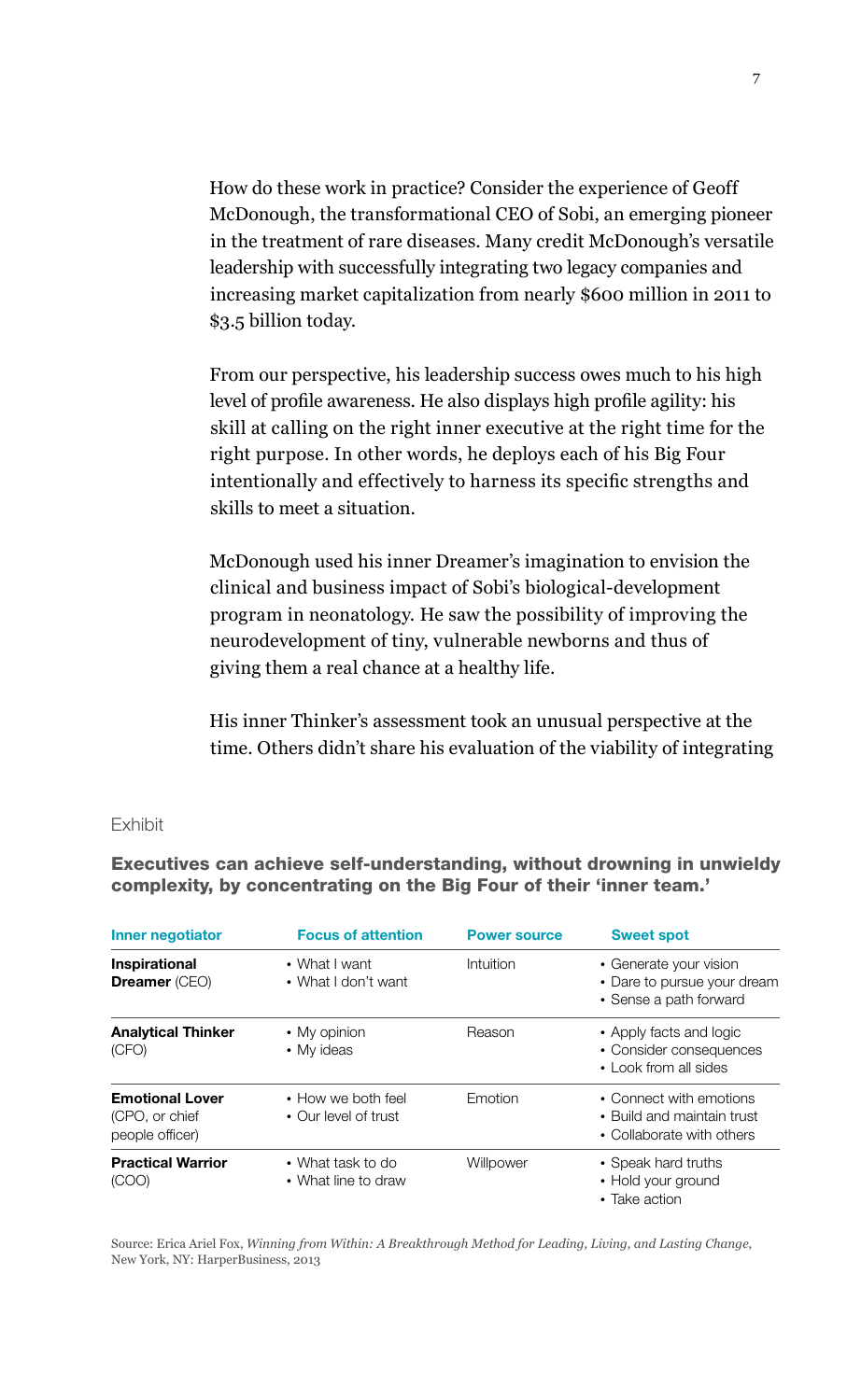How do these work in practice? Consider the experience of Geoff McDonough, the transformational CEO of Sobi, an emerging pioneer in the treatment of rare diseases. Many credit McDonough's versatile leadership with successfully integrating two legacy companies and increasing market capitalization from nearly $600 million in 2011 to $3.5 billion today.

From our perspective, his leadership success owes much to his high level of profile awareness. He also displays high profile agility: his skill at calling on the right inner executive at the right time for the right purpose. In other words, he deploys each of his Big Four intentionally and effectively to harness its specific strengths and skills to meet a situation.

McDonough used his inner Dreamer's imagination to envision the clinical and business impact of Sobi's biological-development program in neonatology. He saw the possibility of improving the neurodevelopment of tiny, vulnerable newborns and thus of giving them a real chance at a healthy life.

His inner Thinker's assessment took an unusual perspective at the time. Others didn't share his evaluation of the viability of integrating

Exhibit

**Executives can achieve self-understanding, without drowning in unwieldy complexity, by concentrating on the Big Four of their 'inner team.'**

| Inner negotiator | Focus of attention | Power source | Sweet spot |
|---|---|---|---|
| **Inspirational Dreamer** (CEO) | • What I want<br>• What I don't want | Intuition | • Generate your vision<br>• Dare to pursue your dream<br>• Sense a path forward |
| **Analytical Thinker** (CFO) | • My opinion<br>• My ideas | Reason | • Apply facts and logic<br>• Consider consequences<br>• Look from all sides |
| **Emotional Lover** (CPO, or chief people officer) | • How we both feel<br>• Our level of trust | Emotion | • Connect with emotions<br>• Build and maintain trust<br>• Collaborate with others |
| **Practical Warrior** (COO) | • What task to do<br>• What line to draw | Willpower | • Speak hard truths<br>• Hold your ground<br>• Take action |

Source: Erica Ariel Fox, *Winning from Within: A Breakthrough Method for Leading, Living, and Lasting Change*, New York, NY: HarperBusiness, 2013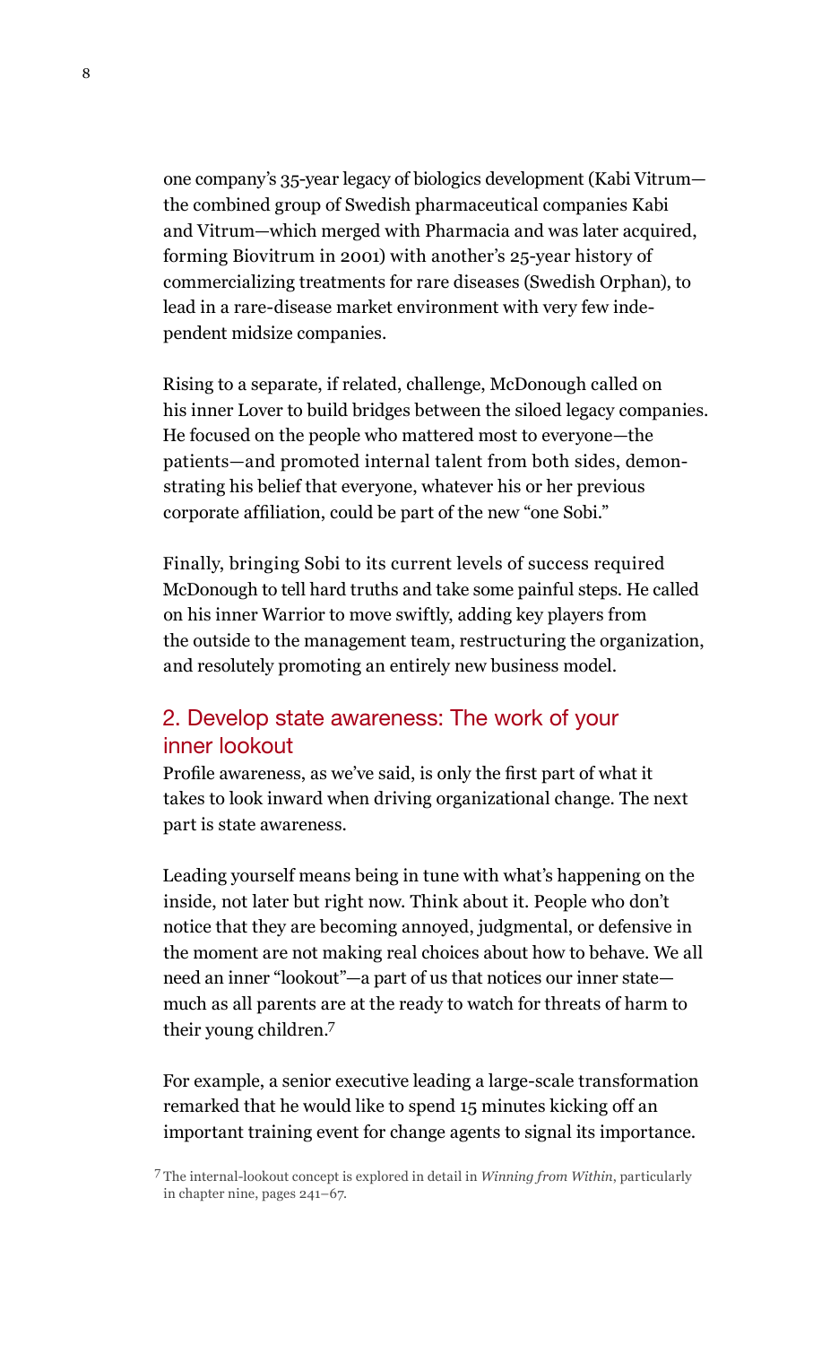one company's 35-year legacy of biologics development (Kabi Vitrum—the combined group of Swedish pharmaceutical companies Kabi and Vitrum—which merged with Pharmacia and was later acquired, forming Biovitrum in 2001) with another's 25-year history of commercializing treatments for rare diseases (Swedish Orphan), to lead in a rare-disease market environment with very few independent midsize companies.

Rising to a separate, if related, challenge, McDonough called on his inner Lover to build bridges between the siloed legacy companies. He focused on the people who mattered most to everyone—the patients—and promoted internal talent from both sides, demonstrating his belief that everyone, whatever his or her previous corporate affiliation, could be part of the new "one Sobi."

Finally, bringing Sobi to its current levels of success required McDonough to tell hard truths and take some painful steps. He called on his inner Warrior to move swiftly, adding key players from the outside to the management team, restructuring the organization, and resolutely promoting an entirely new business model.

## 2. Develop state awareness: The work of your inner lookout

Profile awareness, as we've said, is only the first part of what it takes to look inward when driving organizational change. The next part is state awareness.

Leading yourself means being in tune with what's happening on the inside, not later but right now. Think about it. People who don't notice that they are becoming annoyed, judgmental, or defensive in the moment are not making real choices about how to behave. We all need an inner "lookout"—a part of us that notices our inner state—much as all parents are at the ready to watch for threats of harm to their young children.[7]

For example, a senior executive leading a large-scale transformation remarked that he would like to spend 15 minutes kicking off an important training event for change agents to signal its importance.

[7] The internal-lookout concept is explored in detail in *Winning from Within*, particularly in chapter nine, pages 241–67.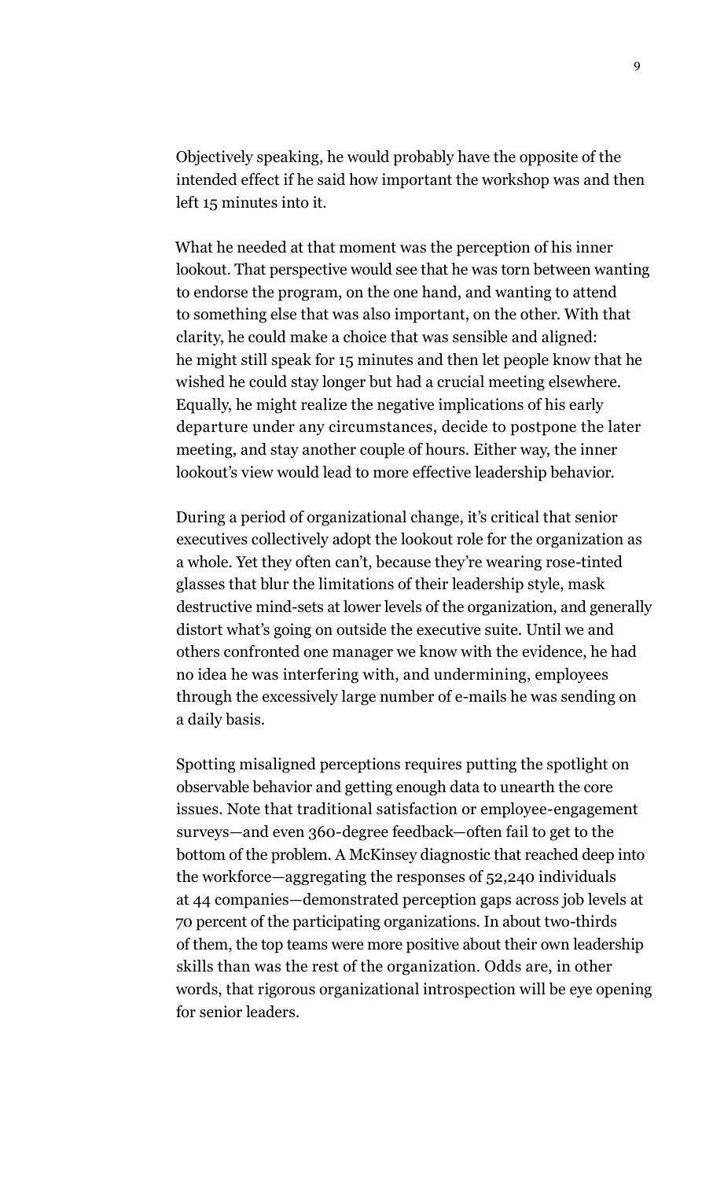Objectively speaking, he would probably have the opposite of the intended effect if he said how important the workshop was and then left 15 minutes into it.

What he needed at that moment was the perception of his inner lookout. That perspective would see that he was torn between wanting to endorse the program, on the one hand, and wanting to attend to something else that was also important, on the other. With that clarity, he could make a choice that was sensible and aligned: he might still speak for 15 minutes and then let people know that he wished he could stay longer but had a crucial meeting elsewhere. Equally, he might realize the negative implications of his early departure under any circumstances, decide to postpone the later meeting, and stay another couple of hours. Either way, the inner lookout's view would lead to more effective leadership behavior.

During a period of organizational change, it's critical that senior executives collectively adopt the lookout role for the organization as a whole. Yet they often can't, because they're wearing rose-tinted glasses that blur the limitations of their leadership style, mask destructive mind-sets at lower levels of the organization, and generally distort what's going on outside the executive suite. Until we and others confronted one manager we know with the evidence, he had no idea he was interfering with, and undermining, employees through the excessively large number of e-mails he was sending on a daily basis.

Spotting misaligned perceptions requires putting the spotlight on observable behavior and getting enough data to unearth the core issues. Note that traditional satisfaction or employee-engagement surveys—and even 360-degree feedback—often fail to get to the bottom of the problem. A McKinsey diagnostic that reached deep into the workforce—aggregating the responses of 52,240 individuals at 44 companies—demonstrated perception gaps across job levels at 70 percent of the participating organizations. In about two-thirds of them, the top teams were more positive about their own leadership skills than was the rest of the organization. Odds are, in other words, that rigorous organizational introspection will be eye opening for senior leaders.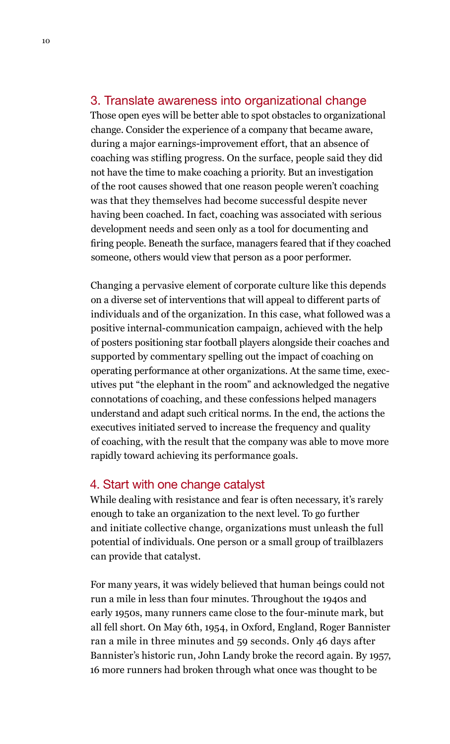## 3. Translate awareness into organizational change

Those open eyes will be better able to spot obstacles to organizational change. Consider the experience of a company that became aware, during a major earnings-improvement effort, that an absence of coaching was stifling progress. On the surface, people said they did not have the time to make coaching a priority. But an investigation of the root causes showed that one reason people weren't coaching was that they themselves had become successful despite never having been coached. In fact, coaching was associated with serious development needs and seen only as a tool for documenting and firing people. Beneath the surface, managers feared that if they coached someone, others would view that person as a poor performer.

Changing a pervasive element of corporate culture like this depends on a diverse set of interventions that will appeal to different parts of individuals and of the organization. In this case, what followed was a positive internal-communication campaign, achieved with the help of posters positioning star football players alongside their coaches and supported by commentary spelling out the impact of coaching on operating performance at other organizations. At the same time, executives put "the elephant in the room" and acknowledged the negative connotations of coaching, and these confessions helped managers understand and adapt such critical norms. In the end, the actions the executives initiated served to increase the frequency and quality of coaching, with the result that the company was able to move more rapidly toward achieving its performance goals.

## 4. Start with one change catalyst

While dealing with resistance and fear is often necessary, it's rarely enough to take an organization to the next level. To go further and initiate collective change, organizations must unleash the full potential of individuals. One person or a small group of trailblazers can provide that catalyst.

For many years, it was widely believed that human beings could not run a mile in less than four minutes. Throughout the 1940s and early 1950s, many runners came close to the four-minute mark, but all fell short. On May 6th, 1954, in Oxford, England, Roger Bannister ran a mile in three minutes and 59 seconds. Only 46 days after Bannister's historic run, John Landy broke the record again. By 1957, 16 more runners had broken through what once was thought to be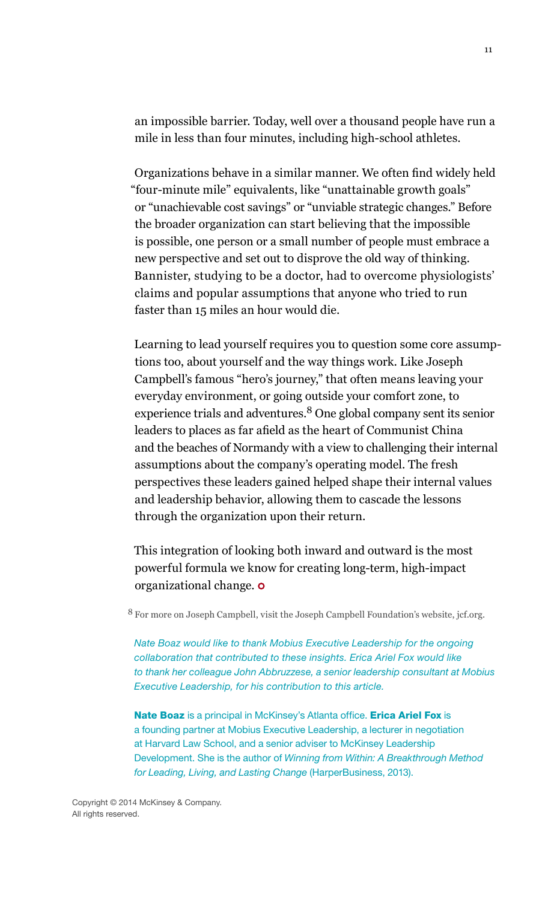an impossible barrier. Today, well over a thousand people have run a mile in less than four minutes, including high-school athletes.

Organizations behave in a similar manner. We often find widely held "four-minute mile" equivalents, like "unattainable growth goals" or "unachievable cost savings" or "unviable strategic changes." Before the broader organization can start believing that the impossible is possible, one person or a small number of people must embrace a new perspective and set out to disprove the old way of thinking. Bannister, studying to be a doctor, had to overcome physiologists' claims and popular assumptions that anyone who tried to run faster than 15 miles an hour would die.

Learning to lead yourself requires you to question some core assumptions too, about yourself and the way things work. Like Joseph Campbell's famous "hero's journey," that often means leaving your everyday environment, or going outside your comfort zone, to experience trials and adventures.[8] One global company sent its senior leaders to places as far afield as the heart of Communist China and the beaches of Normandy with a view to challenging their internal assumptions about the company's operating model. The fresh perspectives these leaders gained helped shape their internal values and leadership behavior, allowing them to cascade the lessons through the organization upon their return.

This integration of looking both inward and outward is the most powerful formula we know for creating long-term, high-impact organizational change.

[8] For more on Joseph Campbell, visit the Joseph Campbell Foundation's website, jcf.org.

*Nate Boaz would like to thank Mobius Executive Leadership for the ongoing collaboration that contributed to these insights. Erica Ariel Fox would like to thank her colleague John Abbruzzese, a senior leadership consultant at Mobius Executive Leadership, for his contribution to this article.*

**Nate Boaz** is a principal in McKinsey's Atlanta office. **Erica Ariel Fox** is a founding partner at Mobius Executive Leadership, a lecturer in negotiation at Harvard Law School, and a senior adviser to McKinsey Leadership Development. She is the author of *Winning from Within: A Breakthrough Method for Leading, Living, and Lasting Change* (HarperBusiness, 2013).

Copyright © 2014 McKinsey & Company.
All rights reserved.